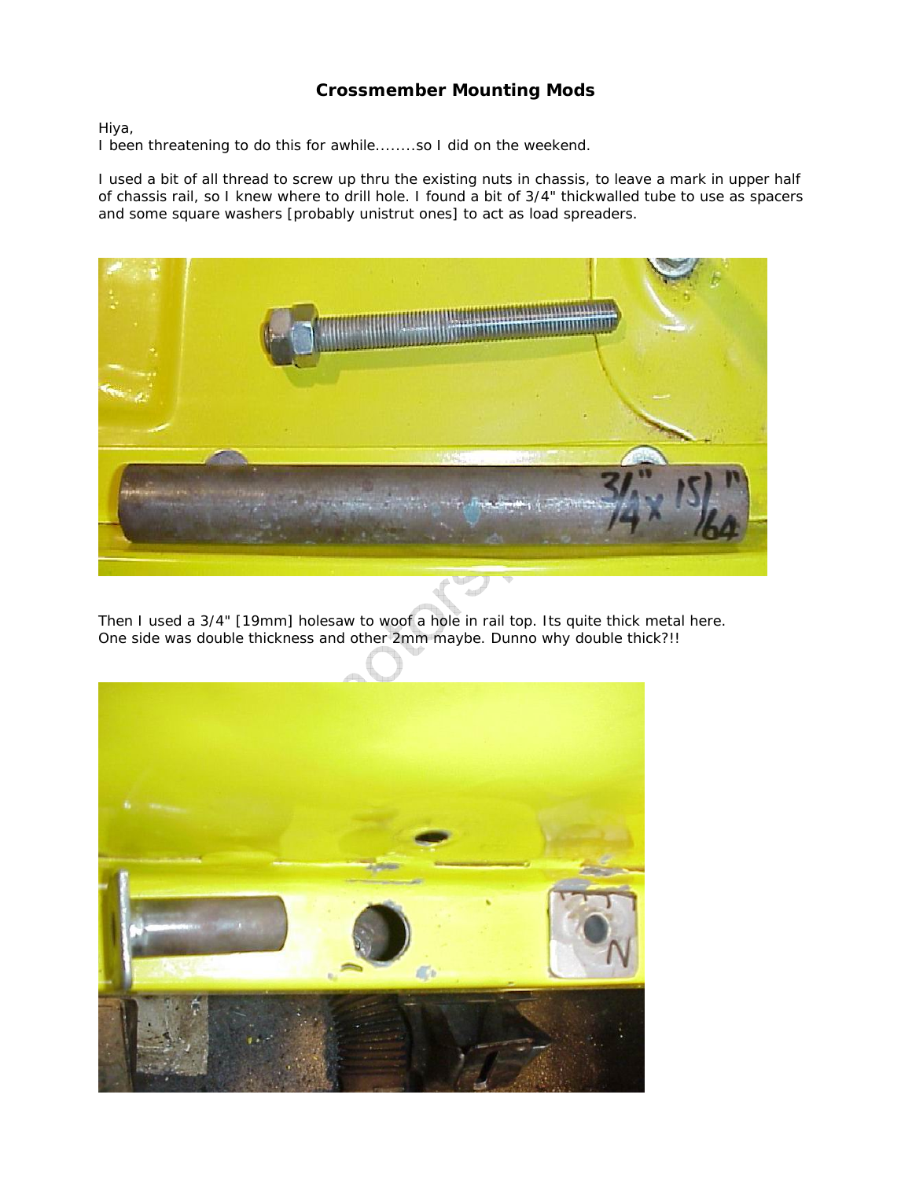# Crossmember Mounting Mods

Hiya,
I been threatening to do this for awhile........so I did on the weekend.

I used a bit of all thread to screw up thru the existing nuts in chassis, to leave a mark in upper half of chassis rail, so I knew where to drill hole. I found a bit of 3/4" thickwalled tube to use as spacers and some square washers [probably unistrut ones] to act as load spreaders.

Then I used a 3/4" [19mm] holesaw to woof a hole in rail top. Its quite thick metal here. One side was double thickness and other 2mm maybe. Dunno why double thick?!!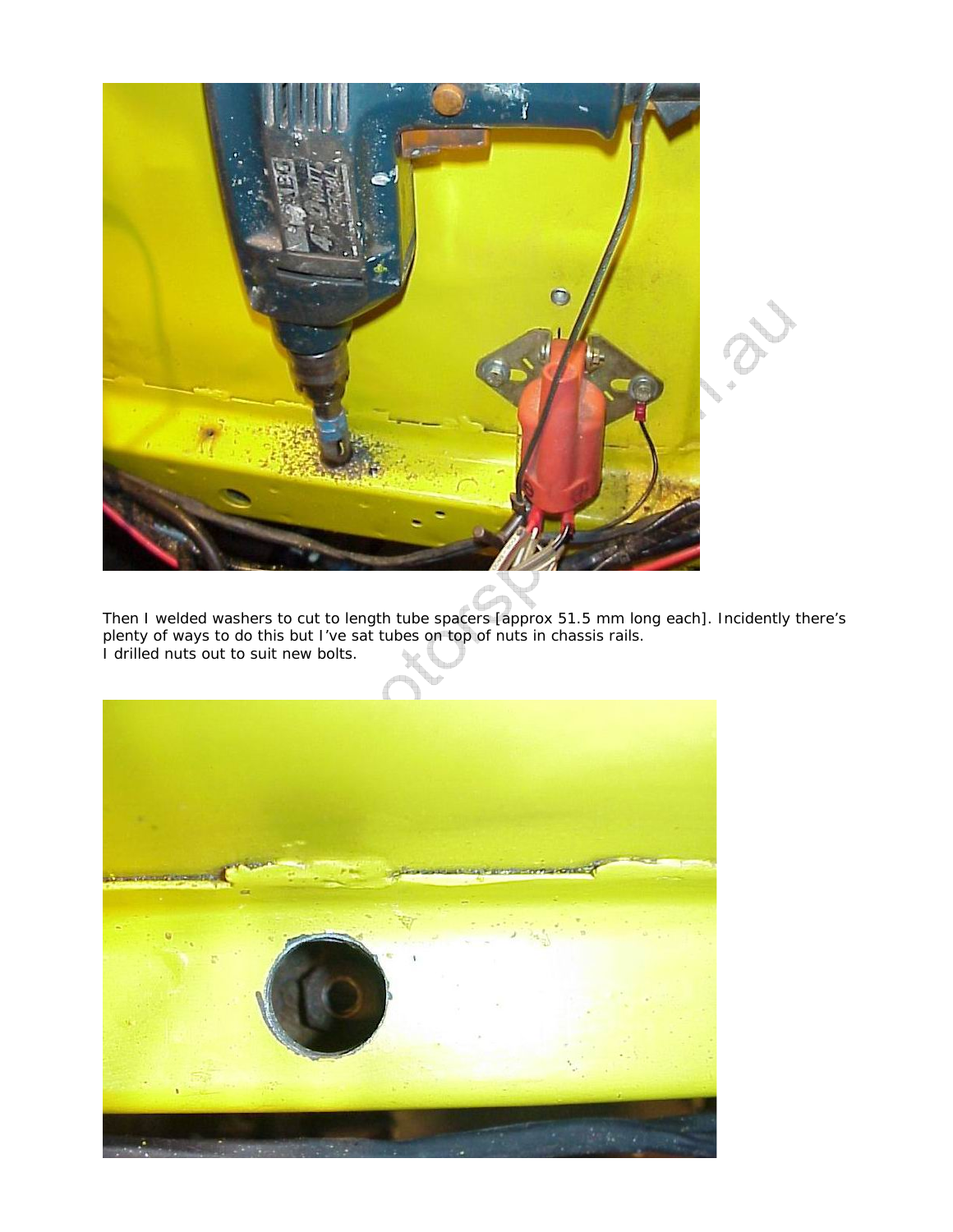Then I welded washers to cut to length tube spacers [approx 51.5 mm long each]. Incidently there's plenty of ways to do this but I've sat tubes on top of nuts in chassis rails.
I drilled nuts out to suit new bolts.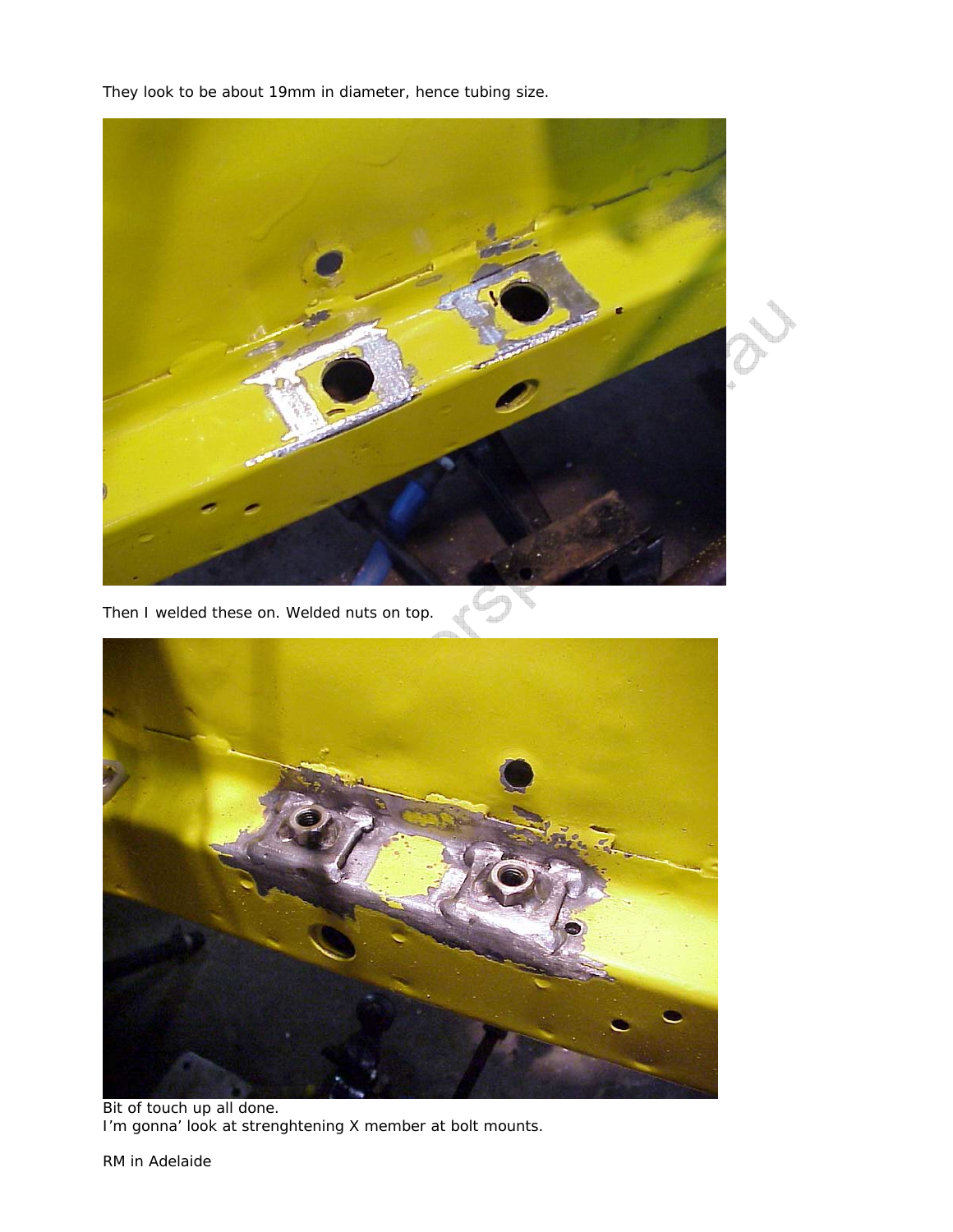They look to be about 19mm in diameter, hence tubing size.

Then I welded these on. Welded nuts on top.

Bit of touch up all done.
I’m gonna’ look at strenghtening X member at bolt mounts.

RM in Adelaide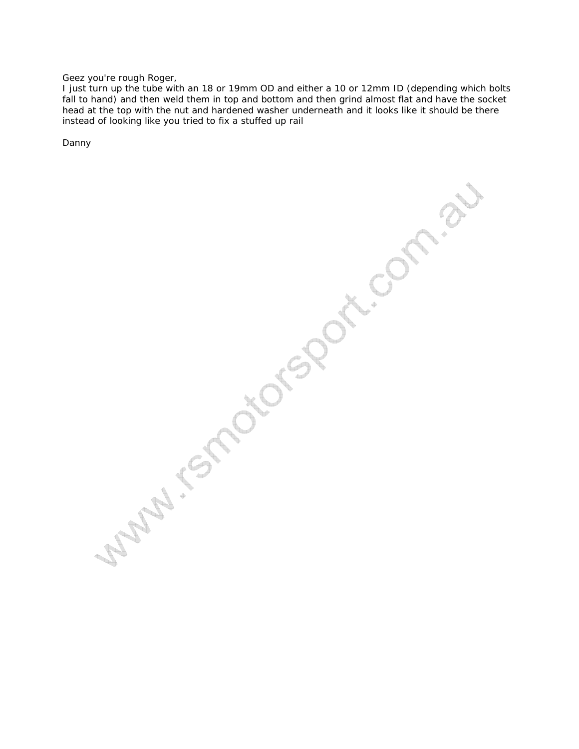Geez you're rough Roger,
I just turn up the tube with an 18 or 19mm OD and either a 10 or 12mm ID (depending which bolts fall to hand) and then weld them in top and bottom and then grind almost flat and have the socket head at the top with the nut and hardened washer underneath and it looks like it should be there instead of looking like you tried to fix a stuffed up rail

Danny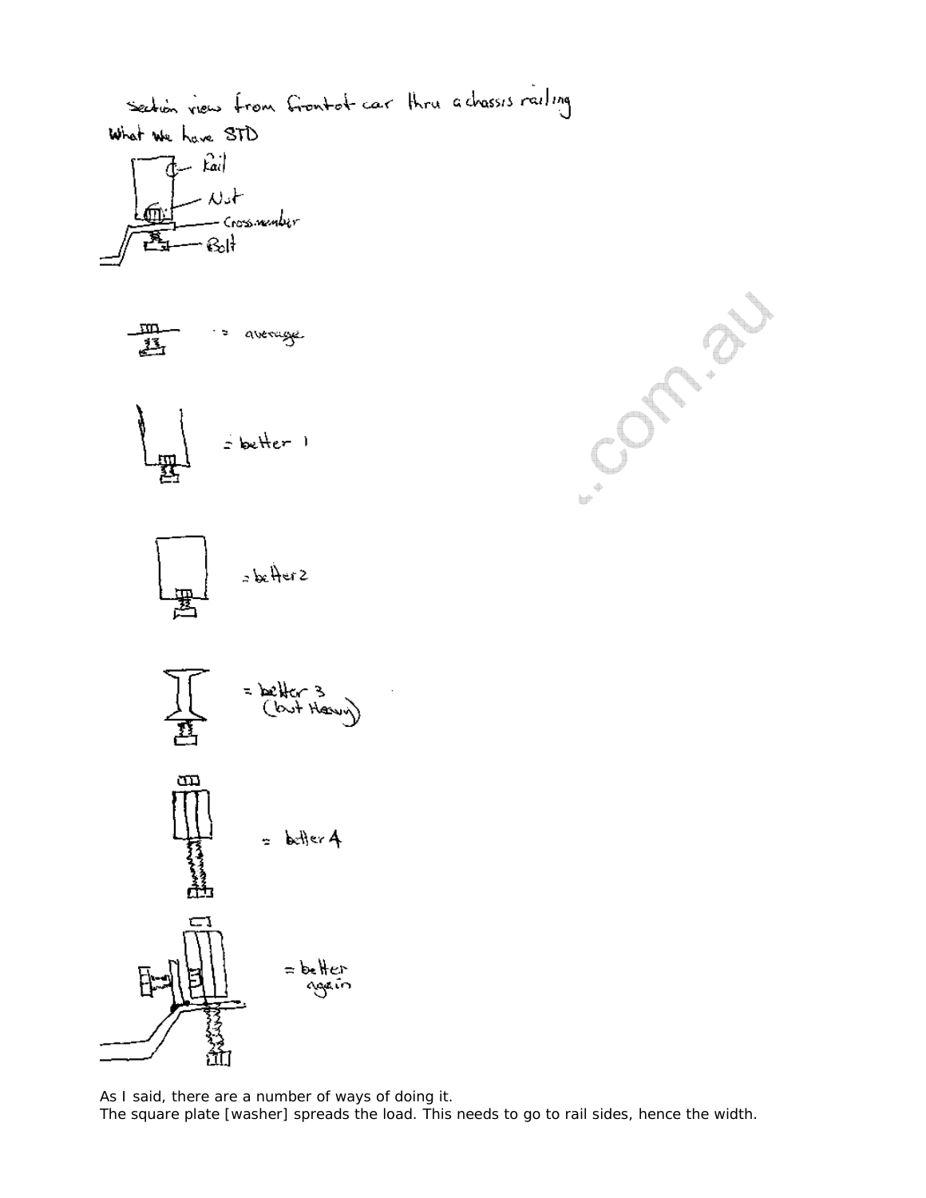Section view from front of car thru a chassis railing

What we have STD

Rail

Nut

Crossmember

Bolt

= average

= better 1

= better 2

= better 3 (but Heavy)

= better 4

= better again

As I said, there are a number of ways of doing it.
The square plate [washer] spreads the load. This needs to go to rail sides, hence the width.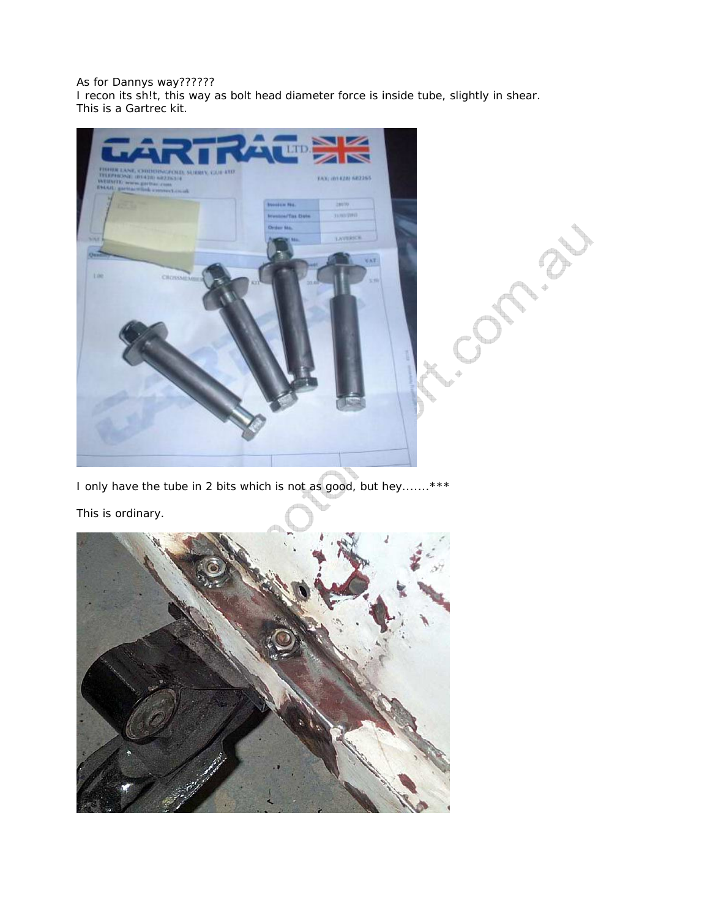As for Dannys way??????
I recon its sh!t, this way as bolt head diameter force is inside tube, slightly in shear.
This is a Gartrec kit.

I only have the tube in 2 bits which is not as good, but hey.......***

This is ordinary.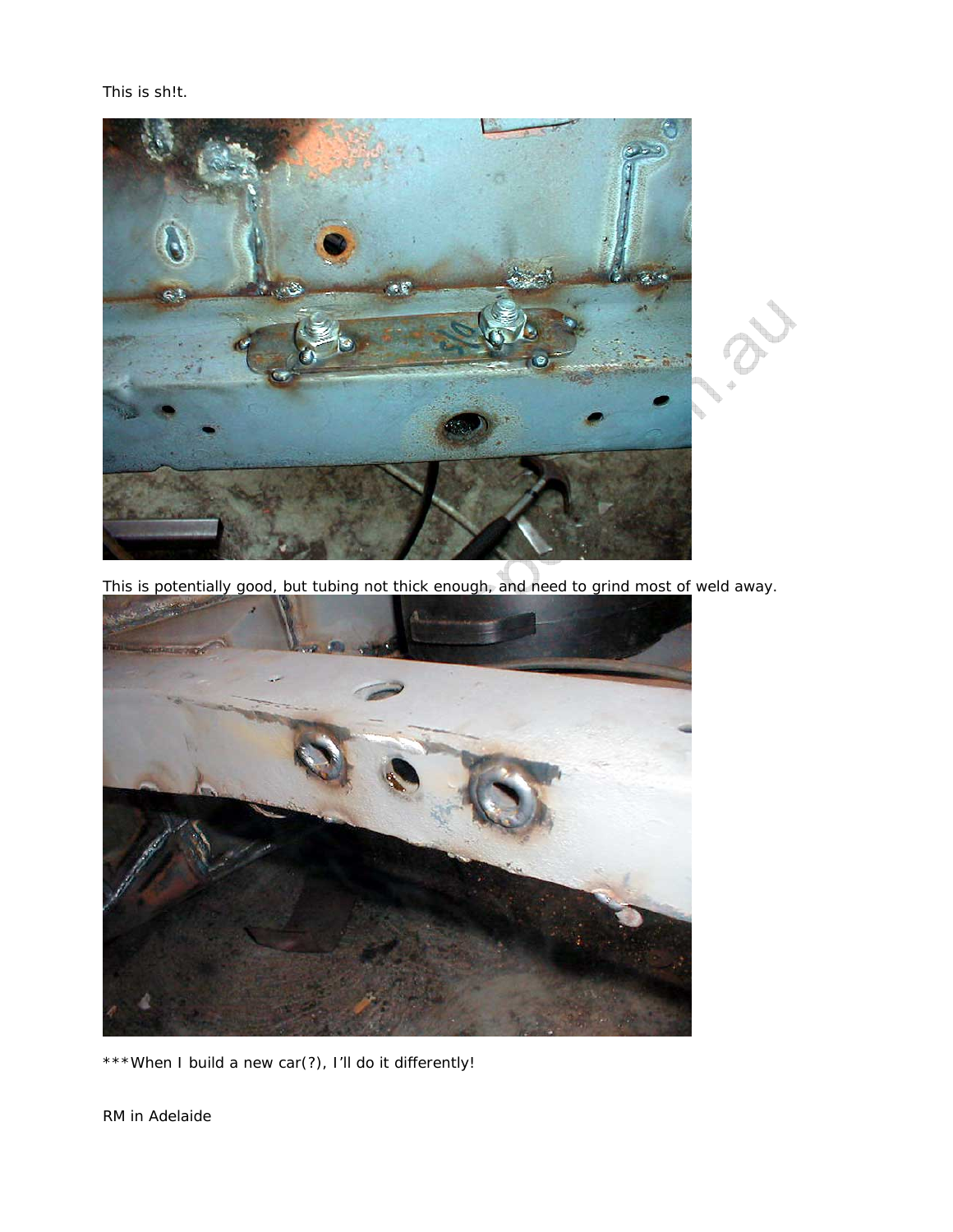This is sh!t.

This is potentially good, but tubing not thick enough, and need to grind most of weld away.

***When I build a new car(?), I'll do it differently!

RM in Adelaide